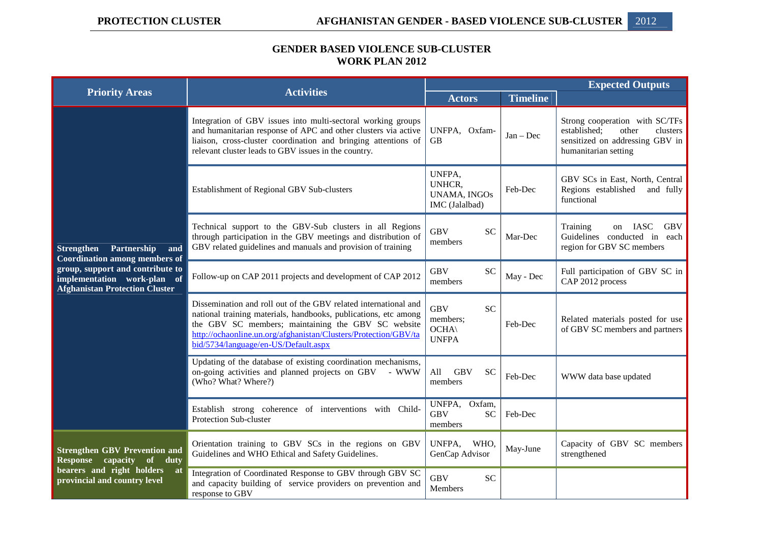## GENDER BASED VIOLENCE SUB-CLUSTER
## WORK PLAN 2012

| Priority Areas | Activities | Actors | Timeline | Expected Outputs |
|---|---|---|---|---|
| **Strengthen Partnership and Coordination among members of group, support and contribute to implementation work-plan of Afghanistan Protection Cluster** | Integration of GBV issues into multi-sectoral working groups and humanitarian response of APC and other clusters via active liaison, cross-cluster coordination and bringing attentions of relevant cluster leads to GBV issues in the country. | UNFPA, Oxfam-GB | Jan – Dec | Strong cooperation with SC/TFs established; other clusters sensitized on addressing GBV in humanitarian setting |
| | Establishment of Regional GBV Sub-clusters | UNFPA, UNHCR, UNAMA, INGOs IMC (Jalalbad) | Feb-Dec | GBV SCs in East, North, Central Regions established and fully functional |
| | Technical support to the GBV-Sub clusters in all Regions through participation in the GBV meetings and distribution of GBV related guidelines and manuals and provision of training | GBV SC members | Mar-Dec | Training on IASC GBV Guidelines conducted in each region for GBV SC members |
| | Follow-up on CAP 2011 projects and development of CAP 2012 | GBV SC members | May - Dec | Full participation of GBV SC in CAP 2012 process |
| | Dissemination and roll out of the GBV related international and national training materials, handbooks, publications, etc among the GBV SC members; maintaining the GBV SC website http://ochaonline.un.org/afghanistan/Clusters/Protection/GBV/tabid/5734/language/en-US/Default.aspx | GBV SC members; OCHA\ UNFPA | Feb-Dec | Related materials posted for use of GBV SC members and partners |
| | Updating of the database of existing coordination mechanisms, on-going activities and planned projects on GBV - WWW (Who? What? Where?) | All GBV SC members | Feb-Dec | WWW data base updated |
| | Establish strong coherence of interventions with Child-Protection Sub-cluster | UNFPA, Oxfam, GBV SC members | Feb-Dec | |
| **Strengthen GBV Prevention and Response capacity of duty bearers and right holders at provincial and country level** | Orientation training to GBV SCs in the regions on GBV Guidelines and WHO Ethical and Safety Guidelines. | UNFPA, WHO, GenCap Advisor | May-June | Capacity of GBV SC members strengthened |
| | Integration of Coordinated Response to GBV through GBV SC and capacity building of service providers on prevention and response to GBV | GBV SC Members | | |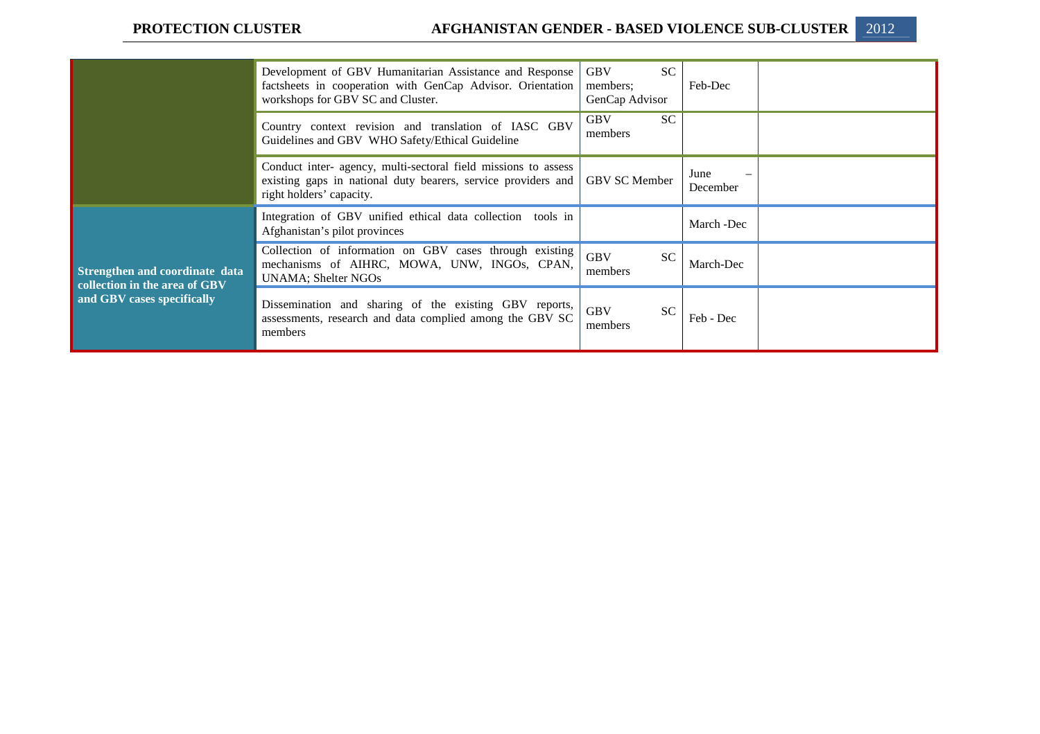| | | | | |
|---|---|---|---|---|
| | Development of GBV Humanitarian Assistance and Response factsheets in cooperation with GenCap Advisor. Orientation workshops for GBV SC and Cluster. | GBV SC members; GenCap Advisor | Feb-Dec | |
| | Country context revision and translation of IASC GBV Guidelines and GBV WHO Safety/Ethical Guideline | GBV SC members | | |
| | Conduct inter- agency, multi-sectoral field missions to assess existing gaps in national duty bearers, service providers and right holders' capacity. | GBV SC Member | June – December | |
| **Strengthen and coordinate data collection in the area of GBV and GBV cases specifically** | Integration of GBV unified ethical data collection tools in Afghanistan's pilot provinces | | March -Dec | |
| | Collection of information on GBV cases through existing mechanisms of AIHRC, MOWA, UNW, INGOs, CPAN, UNAMA; Shelter NGOs | GBV SC members | March-Dec | |
| | Dissemination and sharing of the existing GBV reports, assessments, research and data complied among the GBV SC members | GBV SC members | Feb - Dec | |